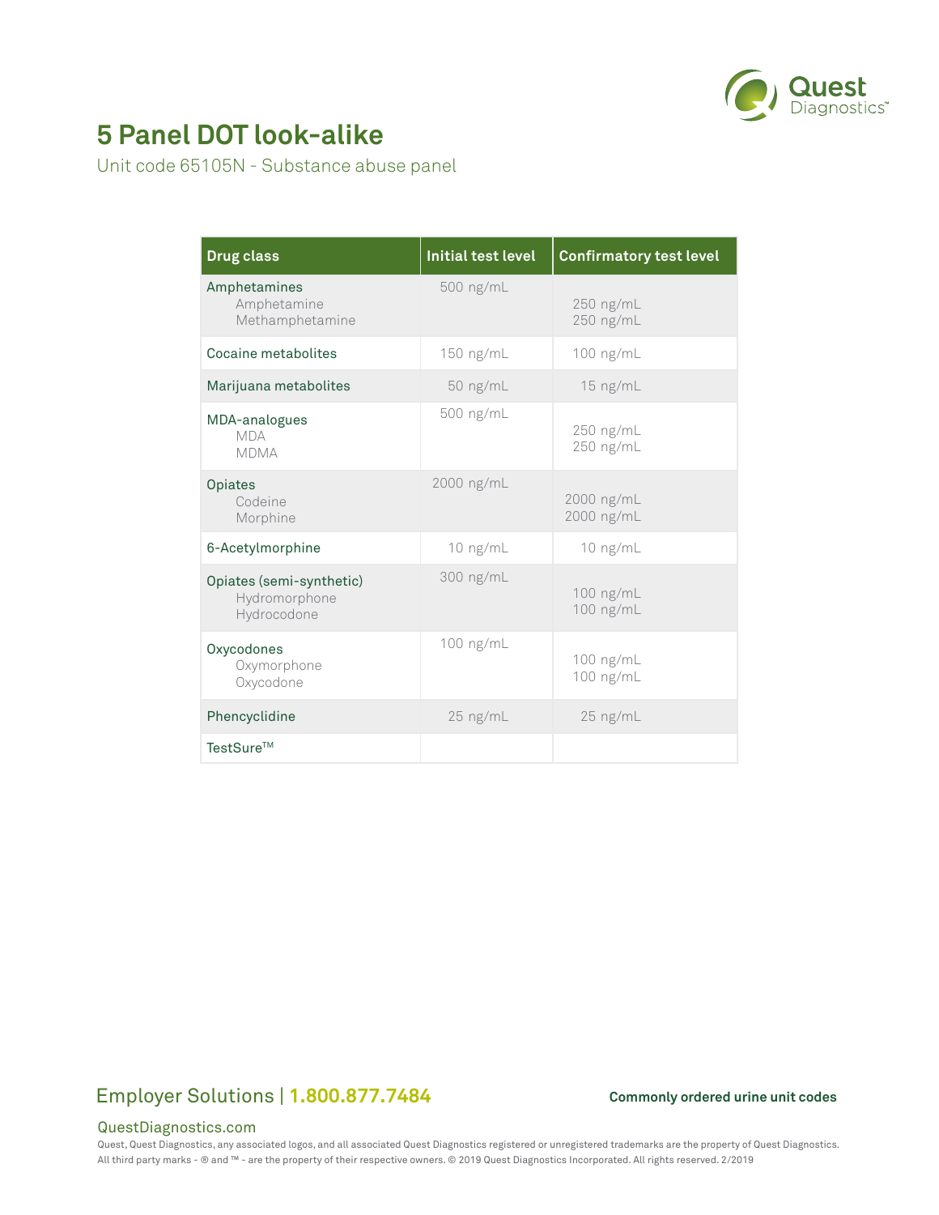# 5 Panel DOT look-alike

Unit code 65105N - Substance abuse panel

| Drug class | Initial test level | Confirmatory test level |
|---|---|---|
| Amphetamines | 500 ng/mL | |
| Amphetamine | | 250 ng/mL |
| Methamphetamine | | 250 ng/mL |
| Cocaine metabolites | 150 ng/mL | 100 ng/mL |
| Marijuana metabolites | 50 ng/mL | 15 ng/mL |
| MDA-analogues | 500 ng/mL | |
| MDA | | 250 ng/mL |
| MDMA | | 250 ng/mL |
| Opiates | 2000 ng/mL | |
| Codeine | | 2000 ng/mL |
| Morphine | | 2000 ng/mL |
| 6-Acetylmorphine | 10 ng/mL | 10 ng/mL |
| Opiates (semi-synthetic) | 300 ng/mL | |
| Hydromorphone | | 100 ng/mL |
| Hydrocodone | | 100 ng/mL |
| Oxycodones | 100 ng/mL | |
| Oxymorphone | | 100 ng/mL |
| Oxycodone | | 100 ng/mL |
| Phencyclidine | 25 ng/mL | 25 ng/mL |
| TestSure™ | | |

Employer Solutions | **1.800.877.7484**

**Commonly ordered urine unit codes**

QuestDiagnostics.com

Quest, Quest Diagnostics, any associated logos, and all associated Quest Diagnostics registered or unregistered trademarks are the property of Quest Diagnostics. All third party marks - ® and ™ - are the property of their respective owners. © 2019 Quest Diagnostics Incorporated. All rights reserved. 2/2019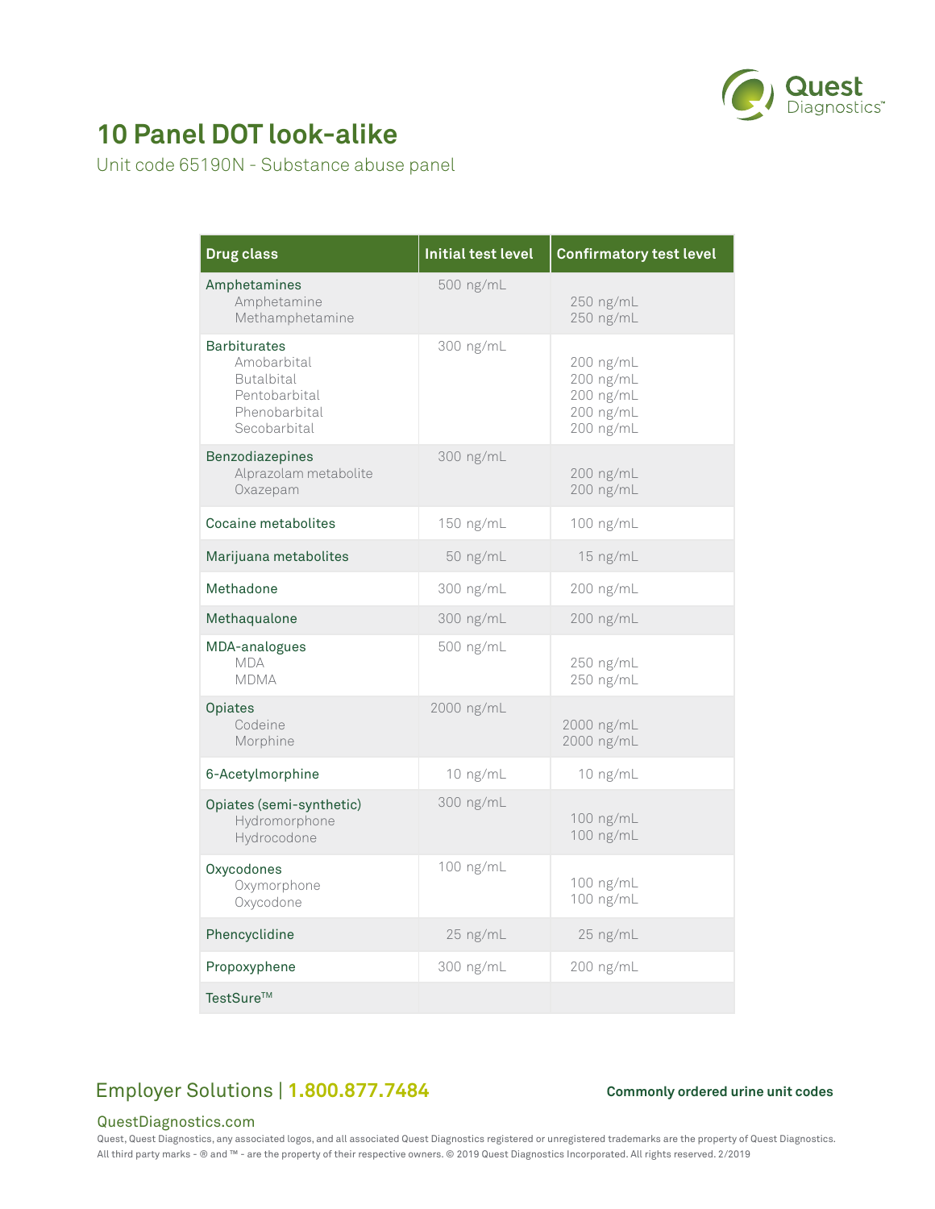# 10 Panel DOT look-alike

Unit code 65190N - Substance abuse panel

| Drug class | Initial test level | Confirmatory test level |
|---|---|---|
| Amphetamines | 500 ng/mL | |
| Amphetamine | | 250 ng/mL |
| Methamphetamine | | 250 ng/mL |
| Barbiturates | 300 ng/mL | |
| Amobarbital | | 200 ng/mL |
| Butalbital | | 200 ng/mL |
| Pentobarbital | | 200 ng/mL |
| Phenobarbital | | 200 ng/mL |
| Secobarbital | | 200 ng/mL |
| Benzodiazepines | 300 ng/mL | |
| Alprazolam metabolite | | 200 ng/mL |
| Oxazepam | | 200 ng/mL |
| Cocaine metabolites | 150 ng/mL | 100 ng/mL |
| Marijuana metabolites | 50 ng/mL | 15 ng/mL |
| Methadone | 300 ng/mL | 200 ng/mL |
| Methaqualone | 300 ng/mL | 200 ng/mL |
| MDA-analogues | 500 ng/mL | |
| MDA | | 250 ng/mL |
| MDMA | | 250 ng/mL |
| Opiates | 2000 ng/mL | |
| Codeine | | 2000 ng/mL |
| Morphine | | 2000 ng/mL |
| 6-Acetylmorphine | 10 ng/mL | 10 ng/mL |
| Opiates (semi-synthetic) | 300 ng/mL | |
| Hydromorphone | | 100 ng/mL |
| Hydrocodone | | 100 ng/mL |
| Oxycodones | 100 ng/mL | |
| Oxymorphone | | 100 ng/mL |
| Oxycodone | | 100 ng/mL |
| Phencyclidine | 25 ng/mL | 25 ng/mL |
| Propoxyphene | 300 ng/mL | 200 ng/mL |
| TestSure™ | | |

Employer Solutions | 1.800.877.7484

**Commonly ordered urine unit codes**

QuestDiagnostics.com

Quest, Quest Diagnostics, any associated logos, and all associated Quest Diagnostics registered or unregistered trademarks are the property of Quest Diagnostics. All third party marks - ® and ™ - are the property of their respective owners. © 2019 Quest Diagnostics Incorporated. All rights reserved. 2/2019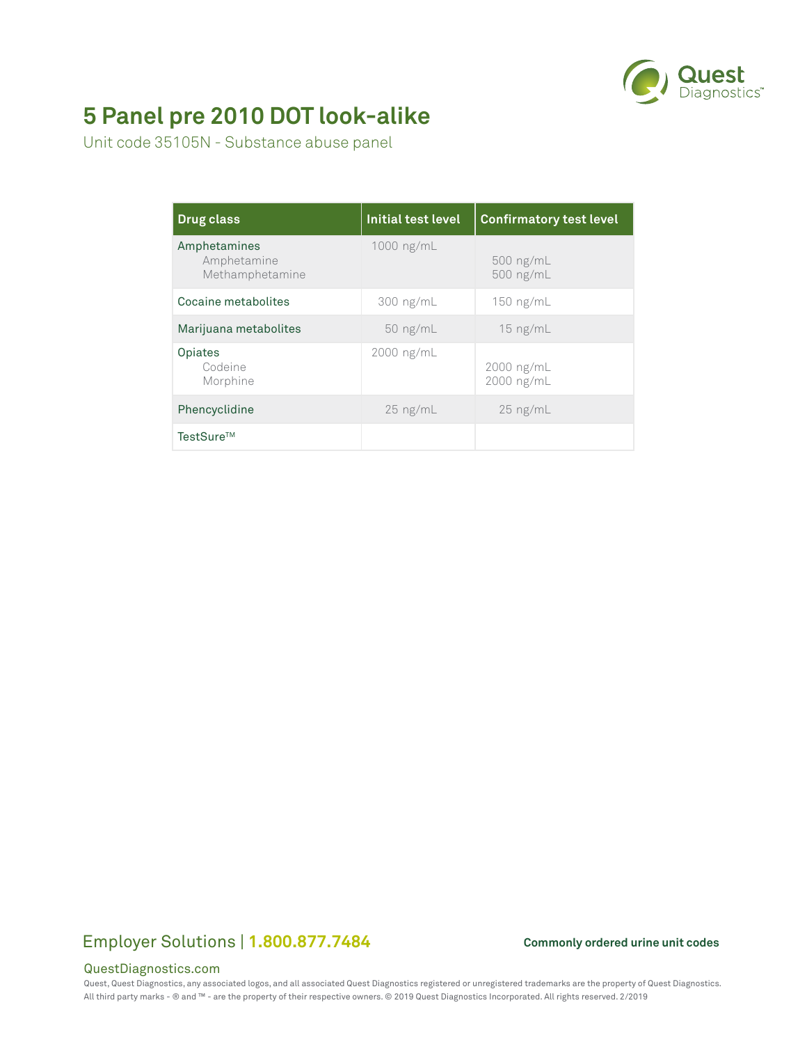# 5 Panel pre 2010 DOT look-alike

Unit code 35105N - Substance abuse panel

| Drug class | Initial test level | Confirmatory test level |
|---|---|---|
| Amphetamines | 1000 ng/mL | |
| Amphetamine | | 500 ng/mL |
| Methamphetamine | | 500 ng/mL |
| Cocaine metabolites | 300 ng/mL | 150 ng/mL |
| Marijuana metabolites | 50 ng/mL | 15 ng/mL |
| Opiates | 2000 ng/mL | |
| Codeine | | 2000 ng/mL |
| Morphine | | 2000 ng/mL |
| Phencyclidine | 25 ng/mL | 25 ng/mL |
| TestSure™ | | |

Employer Solutions | 1.800.877.7484

**Commonly ordered urine unit codes**

QuestDiagnostics.com

Quest, Quest Diagnostics, any associated logos, and all associated Quest Diagnostics registered or unregistered trademarks are the property of Quest Diagnostics. All third party marks - ® and ™ - are the property of their respective owners. © 2019 Quest Diagnostics Incorporated. All rights reserved. 2/2019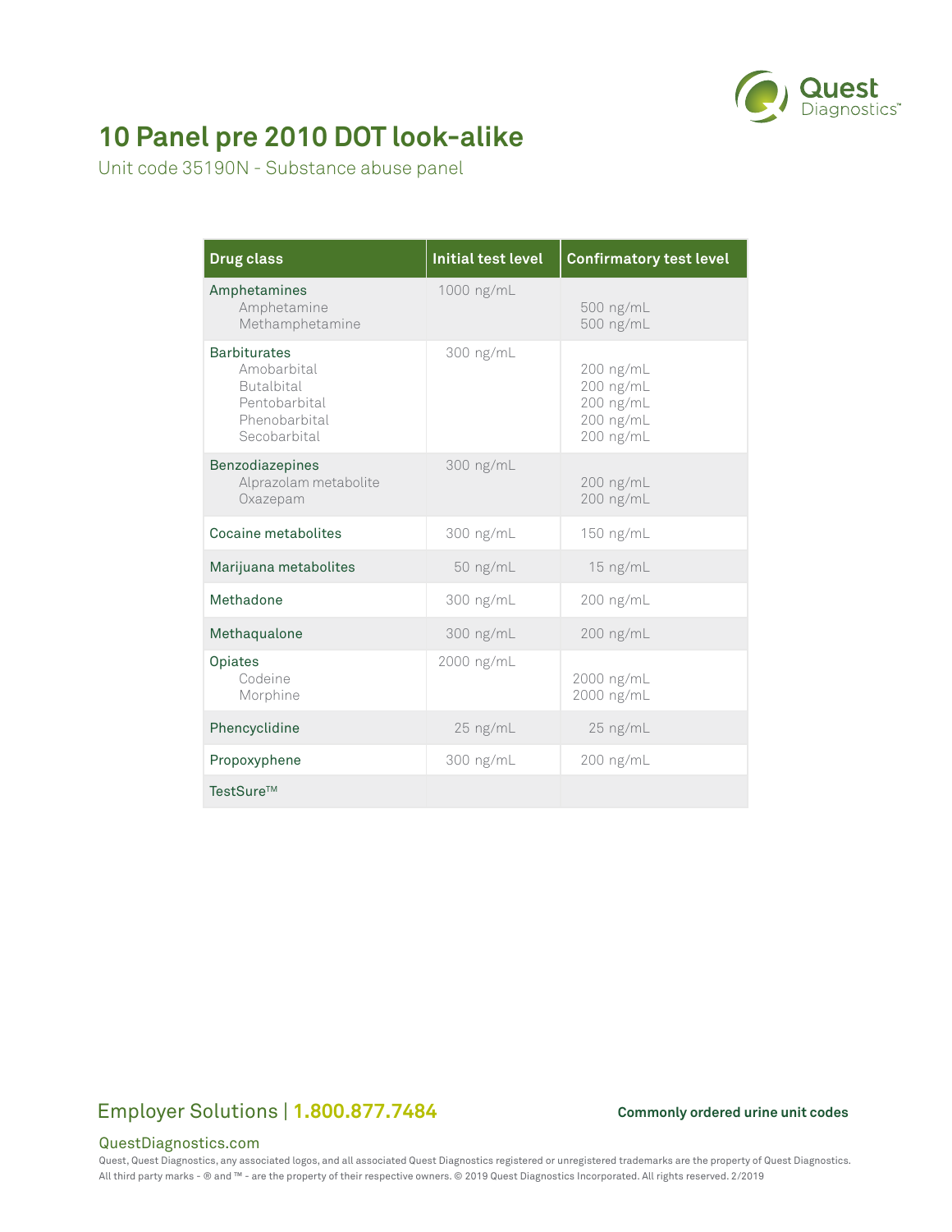# 10 Panel pre 2010 DOT look-alike

Unit code 35190N - Substance abuse panel

| Drug class | Initial test level | Confirmatory test level |
|---|---|---|
| Amphetamines | 1000 ng/mL | |
| Amphetamine | | 500 ng/mL |
| Methamphetamine | | 500 ng/mL |
| Barbiturates | 300 ng/mL | |
| Amobarbital | | 200 ng/mL |
| Butalbital | | 200 ng/mL |
| Pentobarbital | | 200 ng/mL |
| Phenobarbital | | 200 ng/mL |
| Secobarbital | | 200 ng/mL |
| Benzodiazepines | 300 ng/mL | |
| Alprazolam metabolite | | 200 ng/mL |
| Oxazepam | | 200 ng/mL |
| Cocaine metabolites | 300 ng/mL | 150 ng/mL |
| Marijuana metabolites | 50 ng/mL | 15 ng/mL |
| Methadone | 300 ng/mL | 200 ng/mL |
| Methaqualone | 300 ng/mL | 200 ng/mL |
| Opiates | 2000 ng/mL | |
| Codeine | | 2000 ng/mL |
| Morphine | | 2000 ng/mL |
| Phencyclidine | 25 ng/mL | 25 ng/mL |
| Propoxyphene | 300 ng/mL | 200 ng/mL |
| TestSure™ | | |

Employer Solutions | 1.800.877.7484

**Commonly ordered urine unit codes**

QuestDiagnostics.com

Quest, Quest Diagnostics, any associated logos, and all associated Quest Diagnostics registered or unregistered trademarks are the property of Quest Diagnostics. All third party marks - ® and ™ - are the property of their respective owners. © 2019 Quest Diagnostics Incorporated. All rights reserved. 2/2019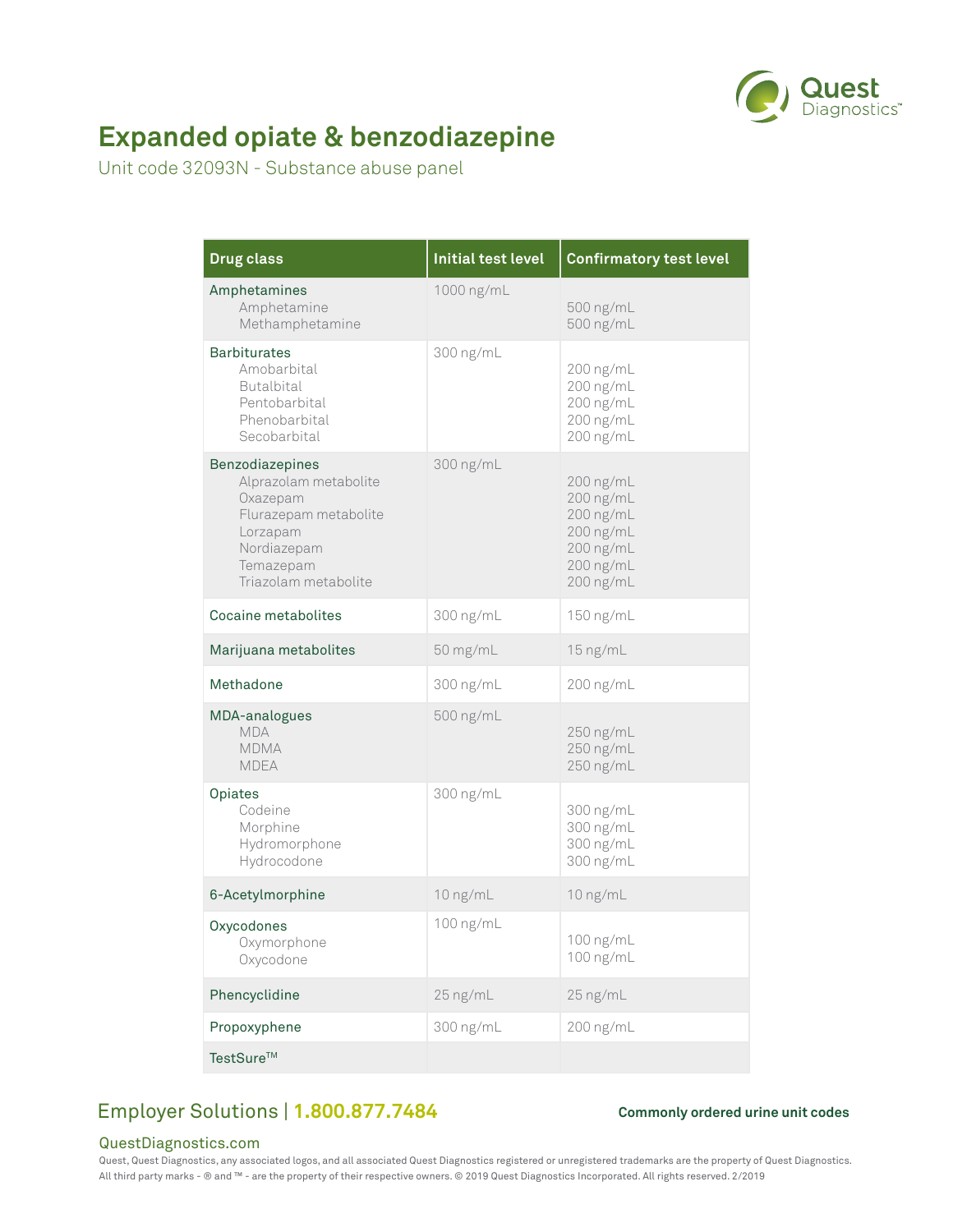# Expanded opiate & benzodiazepine

Unit code 32093N - Substance abuse panel

| Drug class | Initial test level | Confirmatory test level |
|---|---|---|
| Amphetamines | 1000 ng/mL | |
| Amphetamine | | 500 ng/mL |
| Methamphetamine | | 500 ng/mL |
| Barbiturates | 300 ng/mL | |
| Amobarbital | | 200 ng/mL |
| Butalbital | | 200 ng/mL |
| Pentobarbital | | 200 ng/mL |
| Phenobarbital | | 200 ng/mL |
| Secobarbital | | 200 ng/mL |
| Benzodiazepines | 300 ng/mL | |
| Alprazolam metabolite | | 200 ng/mL |
| Oxazepam | | 200 ng/mL |
| Flurazepam metabolite | | 200 ng/mL |
| Lorzapam | | 200 ng/mL |
| Nordiazepam | | 200 ng/mL |
| Temazepam | | 200 ng/mL |
| Triazolam metabolite | | 200 ng/mL |
| Cocaine metabolites | 300 ng/mL | 150 ng/mL |
| Marijuana metabolites | 50 mg/mL | 15 ng/mL |
| Methadone | 300 ng/mL | 200 ng/mL |
| MDA-analogues | 500 ng/mL | |
| MDA | | 250 ng/mL |
| MDMA | | 250 ng/mL |
| MDEA | | 250 ng/mL |
| Opiates | 300 ng/mL | |
| Codeine | | 300 ng/mL |
| Morphine | | 300 ng/mL |
| Hydromorphone | | 300 ng/mL |
| Hydrocodone | | 300 ng/mL |
| 6-Acetylmorphine | 10 ng/mL | 10 ng/mL |
| Oxycodones | 100 ng/mL | |
| Oxymorphone | | 100 ng/mL |
| Oxycodone | | 100 ng/mL |
| Phencyclidine | 25 ng/mL | 25 ng/mL |
| Propoxyphene | 300 ng/mL | 200 ng/mL |
| TestSure™ | | |

Employer Solutions | 1.800.877.7484

**Commonly ordered urine unit codes**

QuestDiagnostics.com

Quest, Quest Diagnostics, any associated logos, and all associated Quest Diagnostics registered or unregistered trademarks are the property of Quest Diagnostics. All third party marks - ® and ™ - are the property of their respective owners. © 2019 Quest Diagnostics Incorporated. All rights reserved. 2/2019